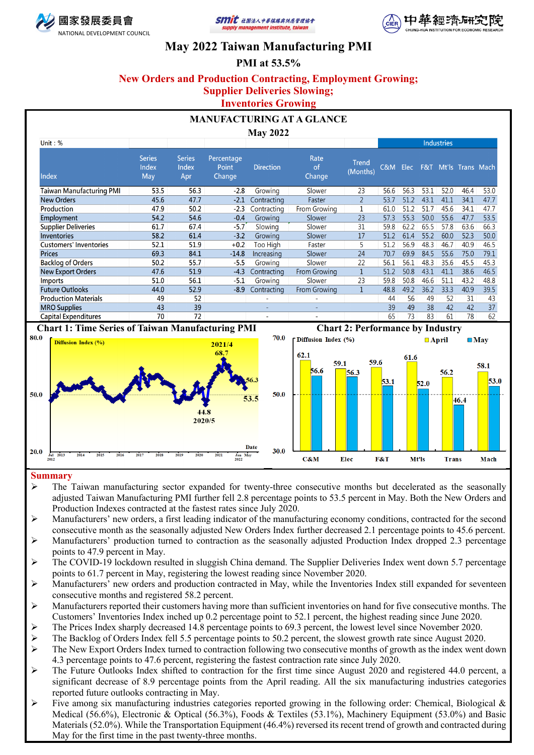國家發展委員會 NATIONAL DEVELOPMENT COUNCIL

smit 社團法人中華採購與供應管理協會 supply management institute, taiwan

中華經濟研究院 CHUNG-HUA INSTITUTION FOR ECONOMIC RESEARCH

# May 2022 Taiwan Manufacturing PMI

## PMI at 53.5%

**New Orders and Production Contracting, Employment Growing; Supplier Deliveries Slowing; Inventories Growing**

### MANUFACTURING AT A GLANCE

### May 2022

Unit : %

| Index | Series Index May | Series Index Apr | Percentage Point Change | Direction | Rate of Change | Trend (Months) | Industries C&M | Elec | F&T | Mt'ls | Trans | Mach |
|---|---|---|---|---|---|---|---|---|---|---|---|---|
| Taiwan Manufacturing PMI | 53.5 | 56.3 | -2.8 | Growing | Slower | 23 | 56.6 | 56.3 | 53.1 | 52.0 | 46.4 | 53.0 |
| New Orders | 45.6 | 47.7 | -2.1 | Contracting | Faster | 2 | 53.7 | 51.2 | 43.1 | 41.1 | 34.1 | 47.7 |
| Production | 47.9 | 50.2 | -2.3 | Contracting | From Growing | 1 | 61.0 | 51.2 | 51.7 | 45.6 | 34.1 | 47.7 |
| Employment | 54.2 | 54.6 | -0.4 | Growing | Slower | 23 | 57.3 | 55.3 | 50.0 | 55.6 | 47.7 | 53.5 |
| Supplier Deliveries | 61.7 | 67.4 | -5.7 | Slowing | Slower | 31 | 59.8 | 62.2 | 65.5 | 57.8 | 63.6 | 66.3 |
| Inventories | 58.2 | 61.4 | -3.2 | Growing | Slower | 17 | 51.2 | 61.4 | 55.2 | 60.0 | 52.3 | 50.0 |
| Customers' Inventories | 52.1 | 51.9 | +0.2 | Too High | Faster | 5 | 51.2 | 56.9 | 48.3 | 46.7 | 40.9 | 46.5 |
| Prices | 69.3 | 84.1 | -14.8 | Increasing | Slower | 24 | 70.7 | 69.9 | 84.5 | 55.6 | 75.0 | 79.1 |
| Backlog of Orders | 50.2 | 55.7 | -5.5 | Growing | Slower | 22 | 56.1 | 56.1 | 48.3 | 35.6 | 45.5 | 45.3 |
| New Export Orders | 47.6 | 51.9 | -4.3 | Contracting | From Growing | 1 | 51.2 | 50.8 | 43.1 | 41.1 | 38.6 | 46.5 |
| Imports | 51.0 | 56.1 | -5.1 | Growing | Slower | 23 | 59.8 | 50.8 | 46.6 | 51.1 | 43.2 | 48.8 |
| Future Outlooks | 44.0 | 52.9 | -8.9 | Contracting | From Growing | 1 | 48.8 | 49.2 | 36.2 | 33.3 | 40.9 | 39.5 |
| Production Materials | 49 | 52 | - | - | | | 44 | 56 | 49 | 52 | 31 | 43 |
| MRO Supplies | 43 | 39 | - | - | | | 39 | 49 | 38 | 42 | 42 | 37 |
| Capital Expenditures | 70 | 72 | - | - | | | 65 | 73 | 83 | 61 | 78 | 62 |

**Chart 1: Time Series of Taiwan Manufacturing PMI**

**Chart 2: Performance by Industry**

## Summary

- The Taiwan manufacturing sector expanded for twenty-three consecutive months but decelerated as the seasonally adjusted Taiwan Manufacturing PMI further fell 2.8 percentage points to 53.5 percent in May. Both the New Orders and Production Indexes contracted at the fastest rates since July 2020.
- Manufacturers' new orders, a first leading indicator of the manufacturing economy conditions, contracted for the second consecutive month as the seasonally adjusted New Orders Index further decreased 2.1 percentage points to 45.6 percent.
- Manufacturers' production turned to contraction as the seasonally adjusted Production Index dropped 2.3 percentage points to 47.9 percent in May.
- The COVID-19 lockdown resulted in sluggish China demand. The Supplier Deliveries Index went down 5.7 percentage points to 61.7 percent in May, registering the lowest reading since November 2020.
- Manufacturers' new orders and production contracted in May, while the Inventories Index still expanded for seventeen consecutive months and registered 58.2 percent.
- Manufacturers reported their customers having more than sufficient inventories on hand for five consecutive months. The Customers' Inventories Index inched up 0.2 percentage point to 52.1 percent, the highest reading since June 2020.
- The Prices Index sharply decreased 14.8 percentage points to 69.3 percent, the lowest level since November 2020.
- The Backlog of Orders Index fell 5.5 percentage points to 50.2 percent, the slowest growth rate since August 2020.
- The New Export Orders Index turned to contraction following two consecutive months of growth as the index went down 4.3 percentage points to 47.6 percent, registering the fastest contraction rate since July 2020.
- The Future Outlooks Index shifted to contraction for the first time since August 2020 and registered 44.0 percent, a significant decrease of 8.9 percentage points from the April reading. All the six manufacturing industries categories reported future outlooks contracting in May.
- Five among six manufacturing industries categories reported growing in the following order: Chemical, Biological & Medical (56.6%), Electronic & Optical (56.3%), Foods & Textiles (53.1%), Machinery Equipment (53.0%) and Basic Materials (52.0%). While the Transportation Equipment (46.4%) reversed its recent trend of growth and contracted during May for the first time in the past twenty-three months.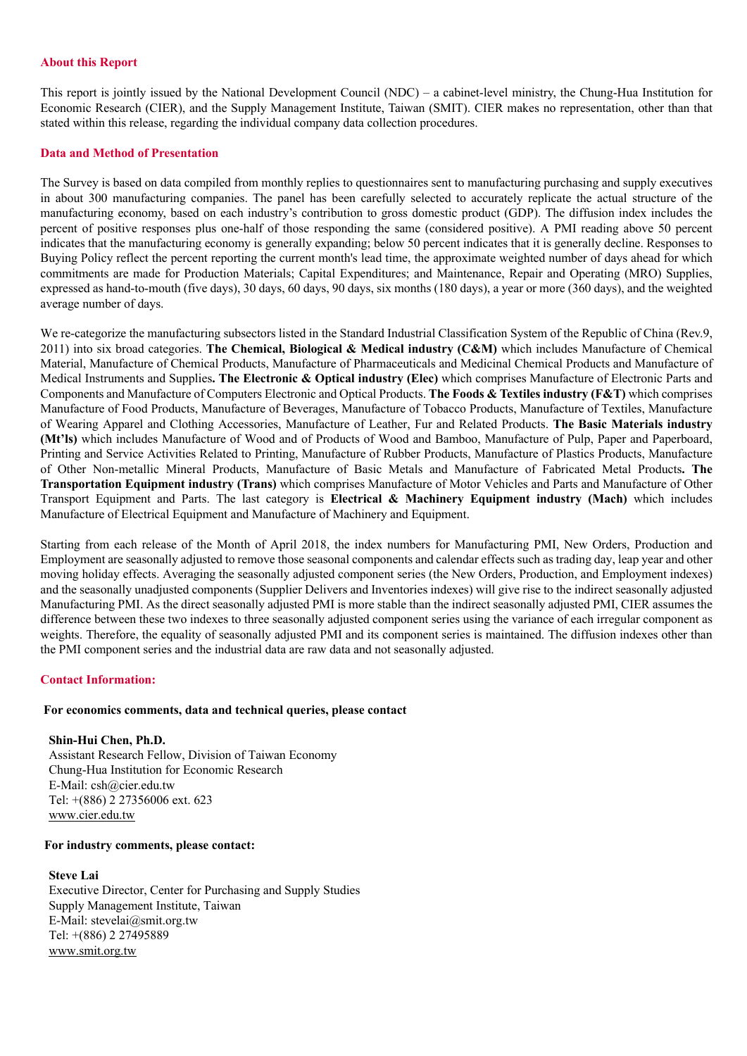## About this Report

This report is jointly issued by the National Development Council (NDC) – a cabinet-level ministry, the Chung-Hua Institution for Economic Research (CIER), and the Supply Management Institute, Taiwan (SMIT). CIER makes no representation, other than that stated within this release, regarding the individual company data collection procedures.

## Data and Method of Presentation

The Survey is based on data compiled from monthly replies to questionnaires sent to manufacturing purchasing and supply executives in about 300 manufacturing companies. The panel has been carefully selected to accurately replicate the actual structure of the manufacturing economy, based on each industry's contribution to gross domestic product (GDP). The diffusion index includes the percent of positive responses plus one-half of those responding the same (considered positive). A PMI reading above 50 percent indicates that the manufacturing economy is generally expanding; below 50 percent indicates that it is generally decline. Responses to Buying Policy reflect the percent reporting the current month's lead time, the approximate weighted number of days ahead for which commitments are made for Production Materials; Capital Expenditures; and Maintenance, Repair and Operating (MRO) Supplies, expressed as hand-to-mouth (five days), 30 days, 60 days, 90 days, six months (180 days), a year or more (360 days), and the weighted average number of days.

We re-categorize the manufacturing subsectors listed in the Standard Industrial Classification System of the Republic of China (Rev.9, 2011) into six broad categories. **The Chemical, Biological & Medical industry (C&M)** which includes Manufacture of Chemical Material, Manufacture of Chemical Products, Manufacture of Pharmaceuticals and Medicinal Chemical Products and Manufacture of Medical Instruments and Supplies**. The Electronic & Optical industry (Elec)** which comprises Manufacture of Electronic Parts and Components and Manufacture of Computers Electronic and Optical Products. **The Foods & Textiles industry (F&T)** which comprises Manufacture of Food Products, Manufacture of Beverages, Manufacture of Tobacco Products, Manufacture of Textiles, Manufacture of Wearing Apparel and Clothing Accessories, Manufacture of Leather, Fur and Related Products. **The Basic Materials industry (Mt'ls)** which includes Manufacture of Wood and of Products of Wood and Bamboo, Manufacture of Pulp, Paper and Paperboard, Printing and Service Activities Related to Printing, Manufacture of Rubber Products, Manufacture of Plastics Products, Manufacture of Other Non-metallic Mineral Products, Manufacture of Basic Metals and Manufacture of Fabricated Metal Products**. The Transportation Equipment industry (Trans)** which comprises Manufacture of Motor Vehicles and Parts and Manufacture of Other Transport Equipment and Parts. The last category is **Electrical & Machinery Equipment industry (Mach)** which includes Manufacture of Electrical Equipment and Manufacture of Machinery and Equipment.

Starting from each release of the Month of April 2018, the index numbers for Manufacturing PMI, New Orders, Production and Employment are seasonally adjusted to remove those seasonal components and calendar effects such as trading day, leap year and other moving holiday effects. Averaging the seasonally adjusted component series (the New Orders, Production, and Employment indexes) and the seasonally unadjusted components (Supplier Delivers and Inventories indexes) will give rise to the indirect seasonally adjusted Manufacturing PMI. As the direct seasonally adjusted PMI is more stable than the indirect seasonally adjusted PMI, CIER assumes the difference between these two indexes to three seasonally adjusted component series using the variance of each irregular component as weights. Therefore, the equality of seasonally adjusted PMI and its component series is maintained. The diffusion indexes other than the PMI component series and the industrial data are raw data and not seasonally adjusted.

## Contact Information:

**For economics comments, data and technical queries, please contact**

**Shin-Hui Chen, Ph.D.**
Assistant Research Fellow, Division of Taiwan Economy
Chung-Hua Institution for Economic Research
E-Mail: csh@cier.edu.tw
Tel: +(886) 2 27356006 ext. 623
www.cier.edu.tw

**For industry comments, please contact:**

**Steve Lai**
Executive Director, Center for Purchasing and Supply Studies
Supply Management Institute, Taiwan
E-Mail: stevelai@smit.org.tw
Tel: +(886) 2 27495889
www.smit.org.tw